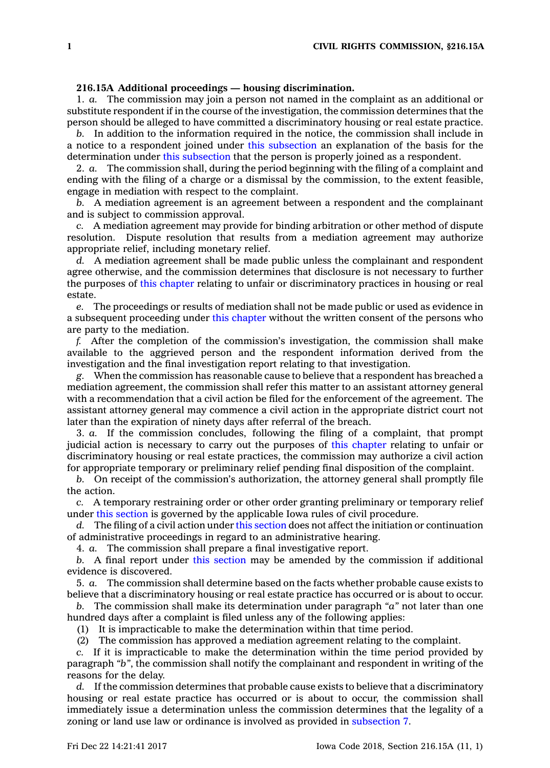**216.15A Additional proceedings — housing discrimination.**

1. *a.* The commission may join a person not named in the complaint as an additional or substitute respondent if in the course of the investigation, the commission determines that the person should be alleged to have committed a discriminatory housing or real estate practice.

*b.* In addition to the information required in the notice, the commission shall include in a notice to a respondent joined under this subsection an explanation of the basis for the determination under this subsection that the person is properly joined as a respondent.

2. *a.* The commission shall, during the period beginning with the filing of a complaint and ending with the filing of a charge or a dismissal by the commission, to the extent feasible, engage in mediation with respect to the complaint.

*b.* A mediation agreement is an agreement between a respondent and the complainant and is subject to commission approval.

*c.* A mediation agreement may provide for binding arbitration or other method of dispute resolution. Dispute resolution that results from a mediation agreement may authorize appropriate relief, including monetary relief.

*d.* A mediation agreement shall be made public unless the complainant and respondent agree otherwise, and the commission determines that disclosure is not necessary to further the purposes of this chapter relating to unfair or discriminatory practices in housing or real estate.

*e.* The proceedings or results of mediation shall not be made public or used as evidence in a subsequent proceeding under this chapter without the written consent of the persons who are party to the mediation.

*f.* After the completion of the commission's investigation, the commission shall make available to the aggrieved person and the respondent information derived from the investigation and the final investigation report relating to that investigation.

*g.* When the commission has reasonable cause to believe that a respondent has breached a mediation agreement, the commission shall refer this matter to an assistant attorney general with a recommendation that a civil action be filed for the enforcement of the agreement. The assistant attorney general may commence a civil action in the appropriate district court not later than the expiration of ninety days after referral of the breach.

3. *a.* If the commission concludes, following the filing of a complaint, that prompt judicial action is necessary to carry out the purposes of this chapter relating to unfair or discriminatory housing or real estate practices, the commission may authorize a civil action for appropriate temporary or preliminary relief pending final disposition of the complaint.

*b.* On receipt of the commission's authorization, the attorney general shall promptly file the action.

*c.* A temporary restraining order or other order granting preliminary or temporary relief under this section is governed by the applicable Iowa rules of civil procedure.

*d.* The filing of a civil action under this section does not affect the initiation or continuation of administrative proceedings in regard to an administrative hearing.

4. *a.* The commission shall prepare a final investigative report.

*b.* A final report under this section may be amended by the commission if additional evidence is discovered.

5. *a.* The commission shall determine based on the facts whether probable cause exists to believe that a discriminatory housing or real estate practice has occurred or is about to occur.

*b.* The commission shall make its determination under paragraph *"a"* not later than one hundred days after a complaint is filed unless any of the following applies:

(1) It is impracticable to make the determination within that time period.

(2) The commission has approved a mediation agreement relating to the complaint.

*c.* If it is impracticable to make the determination within the time period provided by paragraph *"b"*, the commission shall notify the complainant and respondent in writing of the reasons for the delay.

*d.* If the commission determines that probable cause exists to believe that a discriminatory housing or real estate practice has occurred or is about to occur, the commission shall immediately issue a determination unless the commission determines that the legality of a zoning or land use law or ordinance is involved as provided in subsection 7.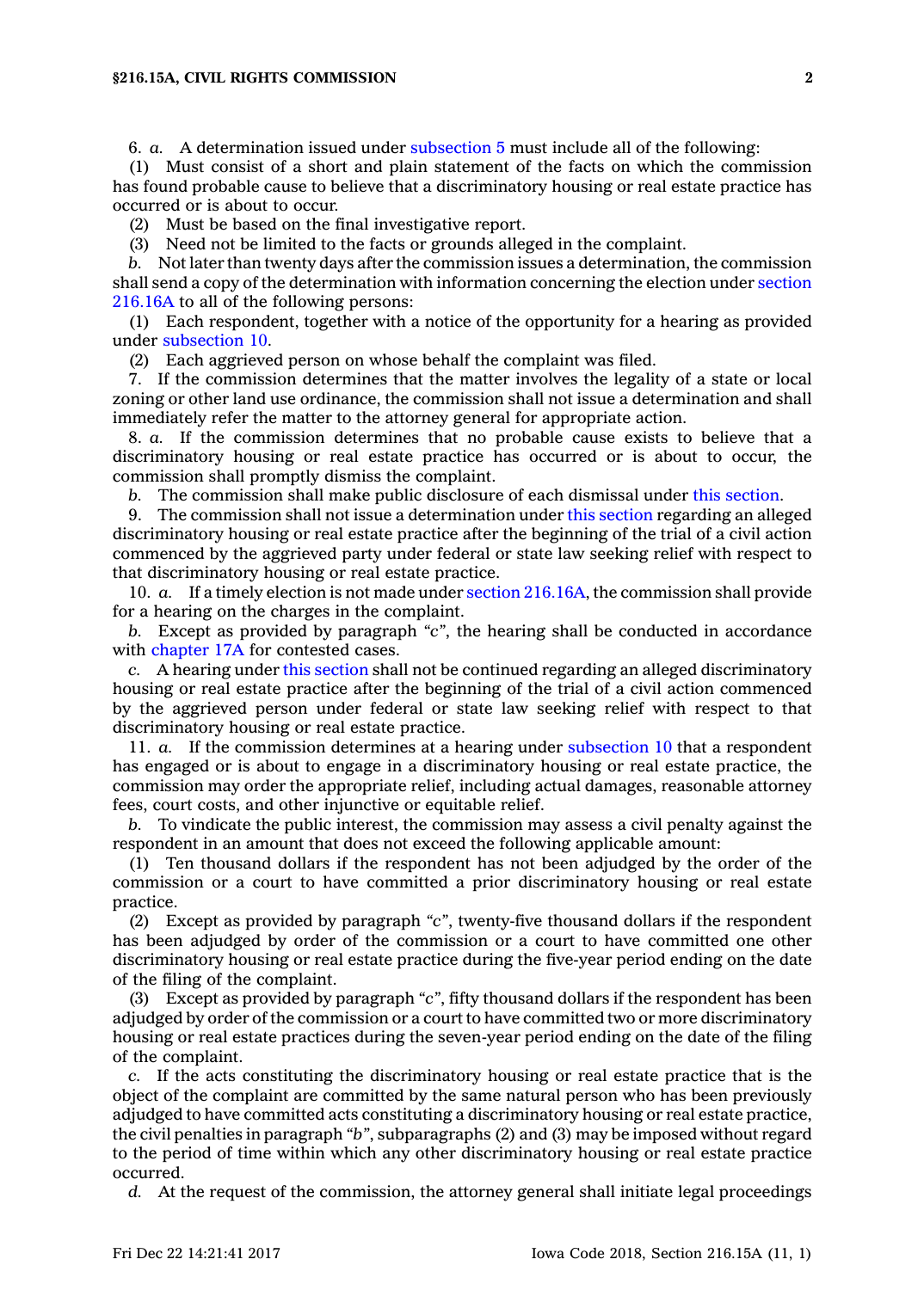6. *a.* A determination issued under subsection 5 must include all of the following:

(1) Must consist of a short and plain statement of the facts on which the commission has found probable cause to believe that a discriminatory housing or real estate practice has occurred or is about to occur.

(2) Must be based on the final investigative report.

(3) Need not be limited to the facts or grounds alleged in the complaint.

*b.* Not later than twenty days after the commission issues a determination, the commission shall send a copy of the determination with information concerning the election under section 216.16A to all of the following persons:

(1) Each respondent, together with a notice of the opportunity for a hearing as provided under subsection 10.

(2) Each aggrieved person on whose behalf the complaint was filed.

7. If the commission determines that the matter involves the legality of a state or local zoning or other land use ordinance, the commission shall not issue a determination and shall immediately refer the matter to the attorney general for appropriate action.

8. *a.* If the commission determines that no probable cause exists to believe that a discriminatory housing or real estate practice has occurred or is about to occur, the commission shall promptly dismiss the complaint.

*b.* The commission shall make public disclosure of each dismissal under this section.

9. The commission shall not issue a determination under this section regarding an alleged discriminatory housing or real estate practice after the beginning of the trial of a civil action commenced by the aggrieved party under federal or state law seeking relief with respect to that discriminatory housing or real estate practice.

10. *a.* If a timely election is not made under section 216.16A, the commission shall provide for a hearing on the charges in the complaint.

*b.* Except as provided by paragraph *"c"*, the hearing shall be conducted in accordance with chapter 17A for contested cases.

*c.* A hearing under this section shall not be continued regarding an alleged discriminatory housing or real estate practice after the beginning of the trial of a civil action commenced by the aggrieved person under federal or state law seeking relief with respect to that discriminatory housing or real estate practice.

11. *a.* If the commission determines at a hearing under subsection 10 that a respondent has engaged or is about to engage in a discriminatory housing or real estate practice, the commission may order the appropriate relief, including actual damages, reasonable attorney fees, court costs, and other injunctive or equitable relief.

*b.* To vindicate the public interest, the commission may assess a civil penalty against the respondent in an amount that does not exceed the following applicable amount:

(1) Ten thousand dollars if the respondent has not been adjudged by the order of the commission or a court to have committed a prior discriminatory housing or real estate practice.

(2) Except as provided by paragraph *"c"*, twenty-five thousand dollars if the respondent has been adjudged by order of the commission or a court to have committed one other discriminatory housing or real estate practice during the five-year period ending on the date of the filing of the complaint.

(3) Except as provided by paragraph *"c"*, fifty thousand dollars if the respondent has been adjudged by order of the commission or a court to have committed two or more discriminatory housing or real estate practices during the seven-year period ending on the date of the filing of the complaint.

*c.* If the acts constituting the discriminatory housing or real estate practice that is the object of the complaint are committed by the same natural person who has been previously adjudged to have committed acts constituting a discriminatory housing or real estate practice, the civil penalties in paragraph *"b"*, subparagraphs (2) and (3) may be imposed without regard to the period of time within which any other discriminatory housing or real estate practice occurred.

*d.* At the request of the commission, the attorney general shall initiate legal proceedings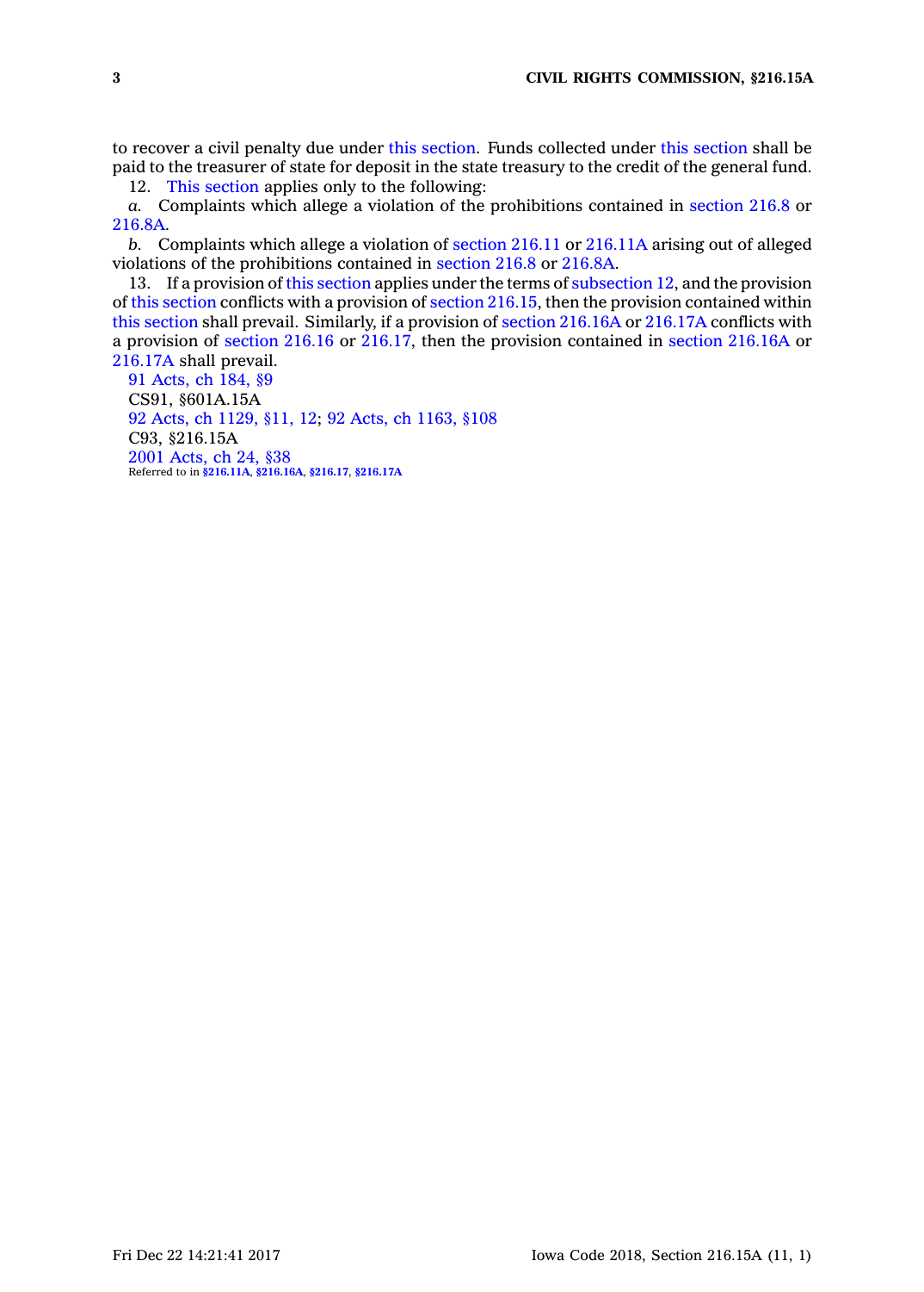to recover a civil penalty due under this section. Funds collected under this section shall be paid to the treasurer of state for deposit in the state treasury to the credit of the general fund.

12. This section applies only to the following:

*a.* Complaints which allege a violation of the prohibitions contained in section 216.8 or 216.8A.

*b.* Complaints which allege a violation of section 216.11 or 216.11A arising out of alleged violations of the prohibitions contained in section 216.8 or 216.8A.

13. If a provision of this section applies under the terms of subsection 12, and the provision of this section conflicts with a provision of section 216.15, then the provision contained within this section shall prevail. Similarly, if a provision of section 216.16A or 216.17A conflicts with a provision of section 216.16 or 216.17, then the provision contained in section 216.16A or 216.17A shall prevail.

91 Acts, ch 184, §9
CS91, §601A.15A
92 Acts, ch 1129, §11, 12; 92 Acts, ch 1163, §108
C93, §216.15A
2001 Acts, ch 24, §38
Referred to in §216.11A, §216.16A, §216.17, §216.17A